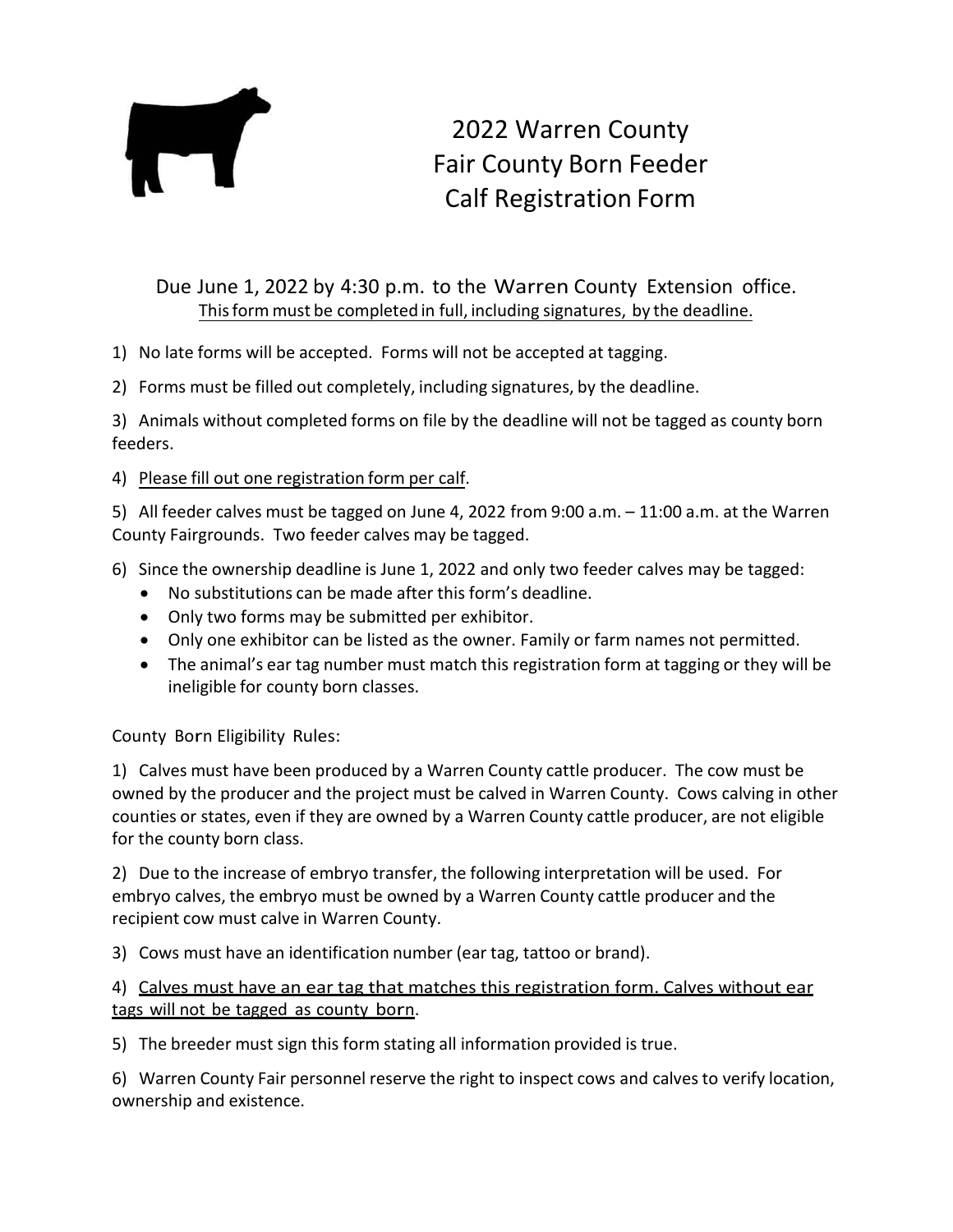# 2022 Warren County Fair County Born Feeder Calf Registration Form

Due June 1, 2022 by 4:30 p.m. to the Warren County Extension office.

This form must be completed in full, including signatures, by the deadline.

1) No late forms will be accepted. Forms will not be accepted at tagging.

2) Forms must be filled out completely, including signatures, by the deadline.

3) Animals without completed forms on file by the deadline will not be tagged as county born feeders.

4) Please fill out one registration form per calf.

5) All feeder calves must be tagged on June 4, 2022 from 9:00 a.m. – 11:00 a.m. at the Warren County Fairgrounds. Two feeder calves may be tagged.

6) Since the ownership deadline is June 1, 2022 and only two feeder calves may be tagged:
   - No substitutions can be made after this form's deadline.
   - Only two forms may be submitted per exhibitor.
   - Only one exhibitor can be listed as the owner. Family or farm names not permitted.
   - The animal's ear tag number must match this registration form at tagging or they will be ineligible for county born classes.

County Born Eligibility Rules:

1) Calves must have been produced by a Warren County cattle producer. The cow must be owned by the producer and the project must be calved in Warren County. Cows calving in other counties or states, even if they are owned by a Warren County cattle producer, are not eligible for the county born class.

2) Due to the increase of embryo transfer, the following interpretation will be used. For embryo calves, the embryo must be owned by a Warren County cattle producer and the recipient cow must calve in Warren County.

3) Cows must have an identification number (ear tag, tattoo or brand).

4) Calves must have an ear tag that matches this registration form. Calves without ear tags will not be tagged as county born.

5) The breeder must sign this form stating all information provided is true.

6) Warren County Fair personnel reserve the right to inspect cows and calves to verify location, ownership and existence.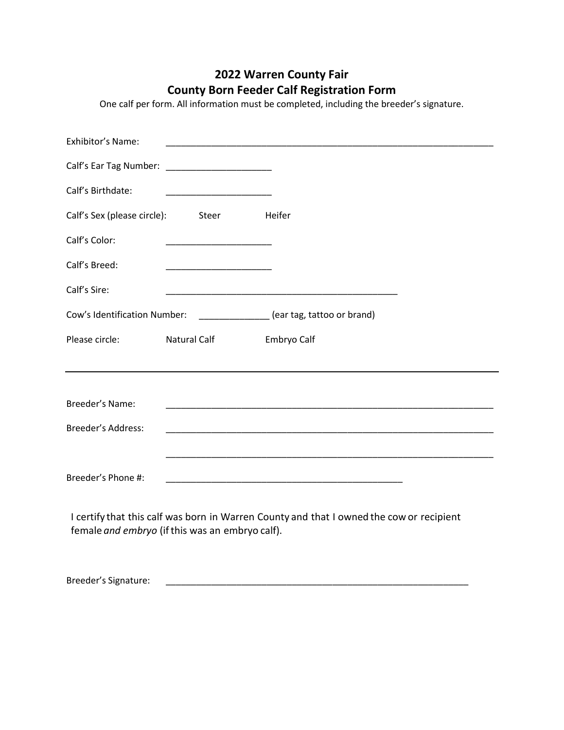# 2022 Warren County Fair
## County Born Feeder Calf Registration Form

One calf per form. All information must be completed, including the breeder's signature.

Exhibitor's Name: ____________________________________________________________

Calf's Ear Tag Number: ____________________

Calf's Birthdate: ____________________

Calf's Sex (please circle): Steer Heifer

Calf's Color: ____________________

Calf's Breed: ____________________

Calf's Sire: ____________________________________________

Cow's Identification Number: _____________ (ear tag, tattoo or brand)

Please circle: Natural Calf Embryo Calf

---

Breeder's Name: ____________________________________________________________

Breeder's Address: ____________________________________________________________

____________________________________________________________

Breeder's Phone #: ____________________________________________

I certify that this calf was born in Warren County and that I owned the cow or recipient female *and embryo* (if this was an embryo calf).

Breeder's Signature: ________________________________________________________